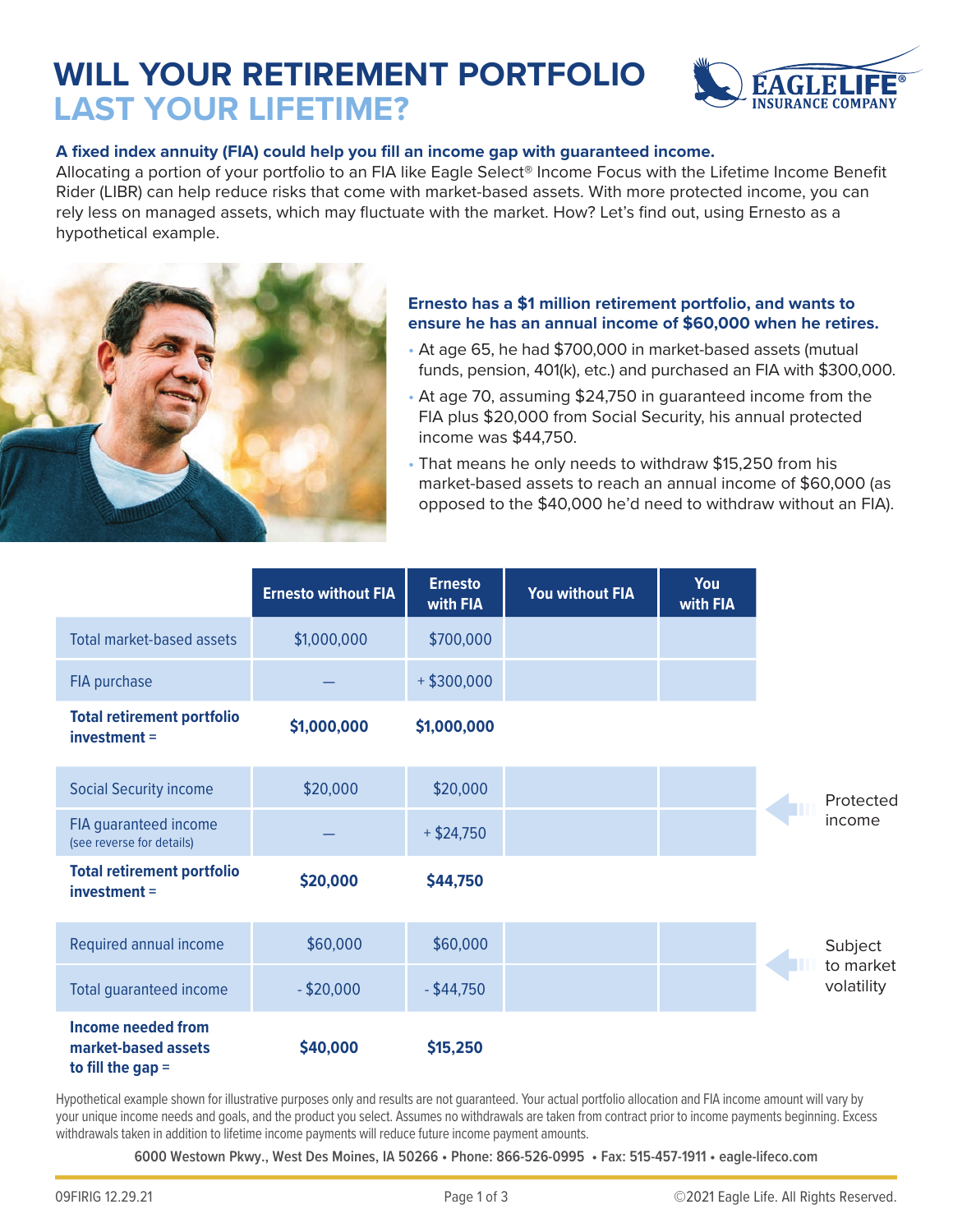# WILL YOUR RETIREMENT PORTFOLIO LAST YOUR LIFETIME?

**A fixed index annuity (FIA) could help you fill an income gap with guaranteed income.**

Allocating a portion of your portfolio to an FIA like Eagle Select® Income Focus with the Lifetime Income Benefit Rider (LIBR) can help reduce risks that come with market-based assets. With more protected income, you can rely less on managed assets, which may fluctuate with the market. How? Let's find out, using Ernesto as a hypothetical example.

**Ernesto has a $1 million retirement portfolio, and wants to ensure he has an annual income of $60,000 when he retires.**

- At age 65, he had $700,000 in market-based assets (mutual funds, pension, 401(k), etc.) and purchased an FIA with $300,000.
- At age 70, assuming $24,750 in guaranteed income from the FIA plus $20,000 from Social Security, his annual protected income was $44,750.
- That means he only needs to withdraw $15,250 from his market-based assets to reach an annual income of $60,000 (as opposed to the $40,000 he'd need to withdraw without an FIA).

| | Ernesto without FIA | Ernesto with FIA | You without FIA | You with FIA | |
|---|---|---|---|---|---|
| Total market-based assets | $1,000,000 | $700,000 | | | |
| FIA purchase | — | + $300,000 | | | |
| **Total retirement portfolio investment =** | **$1,000,000** | **$1,000,000** | | | |
| Social Security income | $20,000 | $20,000 | | | Protected income |
| FIA guaranteed income (see reverse for details) | — | + $24,750 | | | |
| **Total retirement portfolio investment =** | **$20,000** | **$44,750** | | | |
| Required annual income | $60,000 | $60,000 | | | Subject to market volatility |
| Total guaranteed income | - $20,000 | - $44,750 | | | |
| **Income needed from market-based assets to fill the gap =** | **$40,000** | **$15,250** | | | |

Hypothetical example shown for illustrative purposes only and results are not guaranteed. Your actual portfolio allocation and FIA income amount will vary by your unique income needs and goals, and the product you select. Assumes no withdrawals are taken from contract prior to income payments beginning. Excess withdrawals taken in addition to lifetime income payments will reduce future income payment amounts.

**6000 Westown Pkwy., West Des Moines, IA 50266 • Phone: 866-526-0995 • Fax: 515-457-1911 • eagle-lifeco.com**

09FIRIG 12.29.21

©2021 Eagle Life. All Rights Reserved.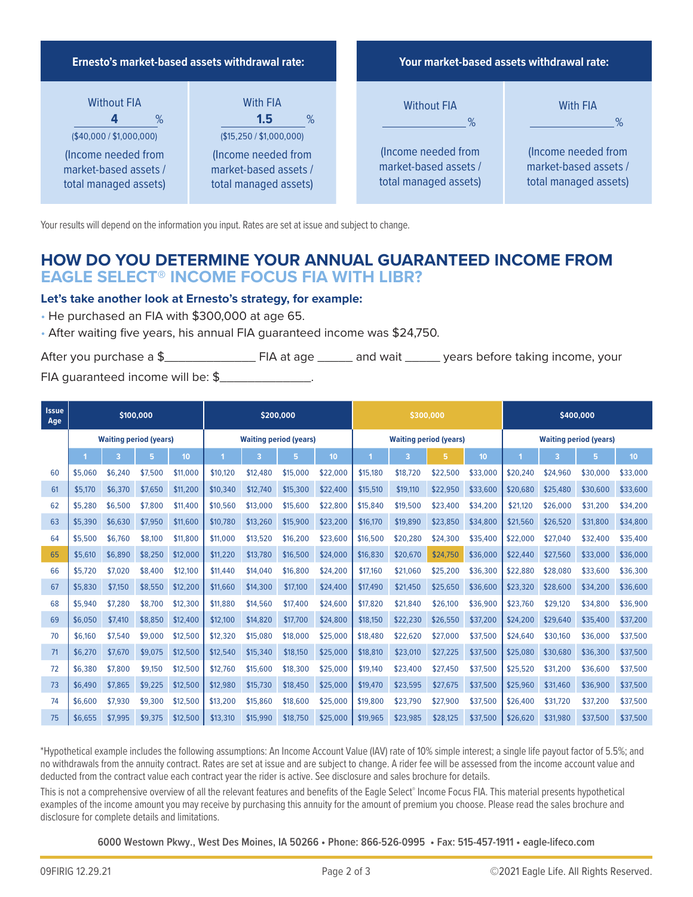| Ernesto's market-based assets withdrawal rate: | |
|---|---|
| Without FIA | With FIA |
| **4** % | **1.5** % |
| ($40,000 / $1,000,000) | ($15,250 / $1,000,000) |
| (Income needed from market-based assets / total managed assets) | (Income needed from market-based assets / total managed assets) |

| Your market-based assets withdrawal rate: | |
|---|---|
| Without FIA | With FIA |
| ____________ % | ____________ % |
| (Income needed from market-based assets / total managed assets) | (Income needed from market-based assets / total managed assets) |

Your results will depend on the information you input. Rates are set at issue and subject to change.

## HOW DO YOU DETERMINE YOUR ANNUAL GUARANTEED INCOME FROM EAGLE SELECT® INCOME FOCUS FIA WITH LIBR?

**Let's take another look at Ernesto's strategy, for example:**

- He purchased an FIA with $300,000 at age 65.
- After waiting five years, his annual FIA guaranteed income was $24,750.

After you purchase a $______________ FIA at age ______ and wait ______ years before taking income, your FIA guaranteed income will be: $______________.

| Issue Age | $100,000 | | | | $200,000 | | | | $300,000 | | | | $400,000 | | | |
|---|---|---|---|---|---|---|---|---|---|---|---|---|---|---|---|---|
| | Waiting period (years) | | | | Waiting period (years) | | | | Waiting period (years) | | | | Waiting period (years) | | | |
| | 1 | 3 | 5 | 10 | 1 | 3 | 5 | 10 | 1 | 3 | 5 | 10 | 1 | 3 | 5 | 10 |
| 60 | $5,060 | $6,240 | $7,500 | $11,000 | $10,120 | $12,480 | $15,000 | $22,000 | $15,180 | $18,720 | $22,500 | $33,000 | $20,240 | $24,960 | $30,000 | $33,000 |
| 61 | $5,170 | $6,370 | $7,650 | $11,200 | $10,340 | $12,740 | $15,300 | $22,400 | $15,510 | $19,110 | $22,950 | $33,600 | $20,680 | $25,480 | $30,600 | $33,600 |
| 62 | $5,280 | $6,500 | $7,800 | $11,400 | $10,560 | $13,000 | $15,600 | $22,800 | $15,840 | $19,500 | $23,400 | $34,200 | $21,120 | $26,000 | $31,200 | $34,200 |
| 63 | $5,390 | $6,630 | $7,950 | $11,600 | $10,780 | $13,260 | $15,900 | $23,200 | $16,170 | $19,890 | $23,850 | $34,800 | $21,560 | $26,520 | $31,800 | $34,800 |
| 64 | $5,500 | $6,760 | $8,100 | $11,800 | $11,000 | $13,520 | $16,200 | $23,600 | $16,500 | $20,280 | $24,300 | $35,400 | $22,000 | $27,040 | $32,400 | $35,400 |
| 65 | $5,610 | $6,890 | $8,250 | $12,000 | $11,220 | $13,780 | $16,500 | $24,000 | $16,830 | $20,670 | $24,750 | $36,000 | $22,440 | $27,560 | $33,000 | $36,000 |
| 66 | $5,720 | $7,020 | $8,400 | $12,100 | $11,440 | $14,040 | $16,800 | $24,200 | $17,160 | $21,060 | $25,200 | $36,300 | $22,880 | $28,080 | $33,600 | $36,300 |
| 67 | $5,830 | $7,150 | $8,550 | $12,200 | $11,660 | $14,300 | $17,100 | $24,400 | $17,490 | $21,450 | $25,650 | $36,600 | $23,320 | $28,600 | $34,200 | $36,600 |
| 68 | $5,940 | $7,280 | $8,700 | $12,300 | $11,880 | $14,560 | $17,400 | $24,600 | $17,820 | $21,840 | $26,100 | $36,900 | $23,760 | $29,120 | $34,800 | $36,900 |
| 69 | $6,050 | $7,410 | $8,850 | $12,400 | $12,100 | $14,820 | $17,700 | $24,800 | $18,150 | $22,230 | $26,550 | $37,200 | $24,200 | $29,640 | $35,400 | $37,200 |
| 70 | $6,160 | $7,540 | $9,000 | $12,500 | $12,320 | $15,080 | $18,000 | $25,000 | $18,480 | $22,620 | $27,000 | $37,500 | $24,640 | $30,160 | $36,000 | $37,500 |
| 71 | $6,270 | $7,670 | $9,075 | $12,500 | $12,540 | $15,340 | $18,150 | $25,000 | $18,810 | $23,010 | $27,225 | $37,500 | $25,080 | $30,680 | $36,300 | $37,500 |
| 72 | $6,380 | $7,800 | $9,150 | $12,500 | $12,760 | $15,600 | $18,300 | $25,000 | $19,140 | $23,400 | $27,450 | $37,500 | $25,520 | $31,200 | $36,600 | $37,500 |
| 73 | $6,490 | $7,865 | $9,225 | $12,500 | $12,980 | $15,730 | $18,450 | $25,000 | $19,470 | $23,595 | $27,675 | $37,500 | $25,960 | $31,460 | $36,900 | $37,500 |
| 74 | $6,600 | $7,930 | $9,300 | $12,500 | $13,200 | $15,860 | $18,600 | $25,000 | $19,800 | $23,790 | $27,900 | $37,500 | $26,400 | $31,720 | $37,200 | $37,500 |
| 75 | $6,655 | $7,995 | $9,375 | $12,500 | $13,310 | $15,990 | $18,750 | $25,000 | $19,965 | $23,985 | $28,125 | $37,500 | $26,620 | $31,980 | $37,500 | $37,500 |

*Hypothetical example includes the following assumptions: An Income Account Value (IAV) rate of 10% simple interest; a single life payout factor of 5.5%; and no withdrawals from the annuity contract. Rates are set at issue and are subject to change. A rider fee will be assessed from the income account value and deducted from the contract value each contract year the rider is active. See disclosure and sales brochure for details.

This is not a comprehensive overview of all the relevant features and benefits of the Eagle Select® Income Focus FIA. This material presents hypothetical examples of the income amount you may receive by purchasing this annuity for the amount of premium you choose. Please read the sales brochure and disclosure for complete details and limitations.

**6000 Westown Pkwy., West Des Moines, IA 50266 • Phone: 866-526-0995 • Fax: 515-457-1911 • eagle-lifeco.com**

09FIRIG 12.29.21 ©2021 Eagle Life. All Rights Reserved.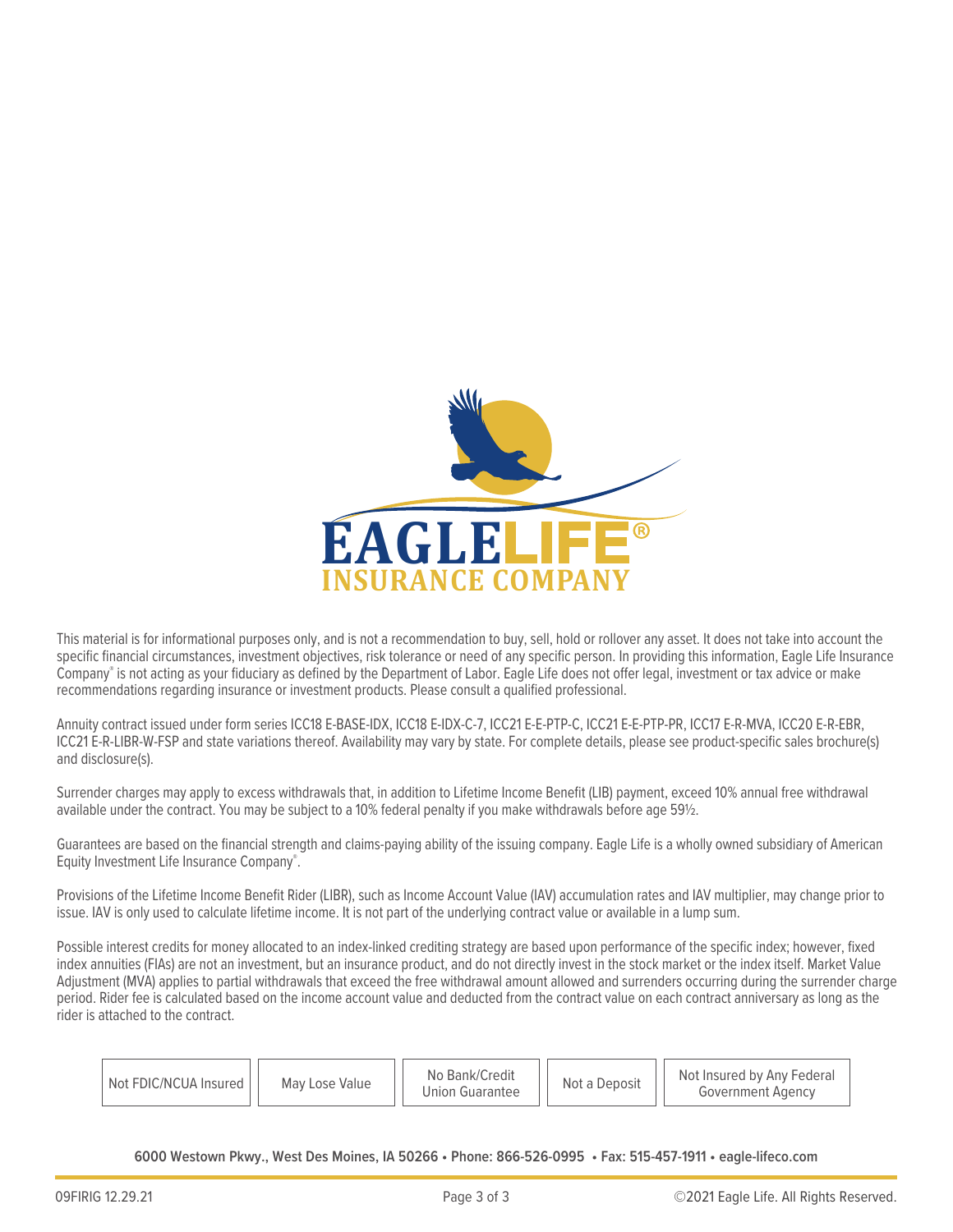EAGLE LIFE® INSURANCE COMPANY

This material is for informational purposes only, and is not a recommendation to buy, sell, hold or rollover any asset. It does not take into account the specific financial circumstances, investment objectives, risk tolerance or need of any specific person. In providing this information, Eagle Life Insurance Company® is not acting as your fiduciary as defined by the Department of Labor. Eagle Life does not offer legal, investment or tax advice or make recommendations regarding insurance or investment products. Please consult a qualified professional.

Annuity contract issued under form series ICC18 E-BASE-IDX, ICC18 E-IDX-C-7, ICC21 E-E-PTP-C, ICC21 E-E-PTP-PR, ICC17 E-R-MVA, ICC20 E-R-EBR, ICC21 E-R-LIBR-W-FSP and state variations thereof. Availability may vary by state. For complete details, please see product-specific sales brochure(s) and disclosure(s).

Surrender charges may apply to excess withdrawals that, in addition to Lifetime Income Benefit (LIB) payment, exceed 10% annual free withdrawal available under the contract. You may be subject to a 10% federal penalty if you make withdrawals before age 59½.

Guarantees are based on the financial strength and claims-paying ability of the issuing company. Eagle Life is a wholly owned subsidiary of American Equity Investment Life Insurance Company®.

Provisions of the Lifetime Income Benefit Rider (LIBR), such as Income Account Value (IAV) accumulation rates and IAV multiplier, may change prior to issue. IAV is only used to calculate lifetime income. It is not part of the underlying contract value or available in a lump sum.

Possible interest credits for money allocated to an index-linked crediting strategy are based upon performance of the specific index; however, fixed index annuities (FIAs) are not an investment, but an insurance product, and do not directly invest in the stock market or the index itself. Market Value Adjustment (MVA) applies to partial withdrawals that exceed the free withdrawal amount allowed and surrenders occurring during the surrender charge period. Rider fee is calculated based on the income account value and deducted from the contract value on each contract anniversary as long as the rider is attached to the contract.

| Not FDIC/NCUA Insured | May Lose Value | No Bank/Credit Union Guarantee | Not a Deposit | Not Insured by Any Federal Government Agency |
|---|---|---|---|---|

**6000 Westown Pkwy., West Des Moines, IA 50266 • Phone: 866-526-0995 • Fax: 515-457-1911 • eagle-lifeco.com**

09FIRIG 12.29.21

©2021 Eagle Life. All Rights Reserved.